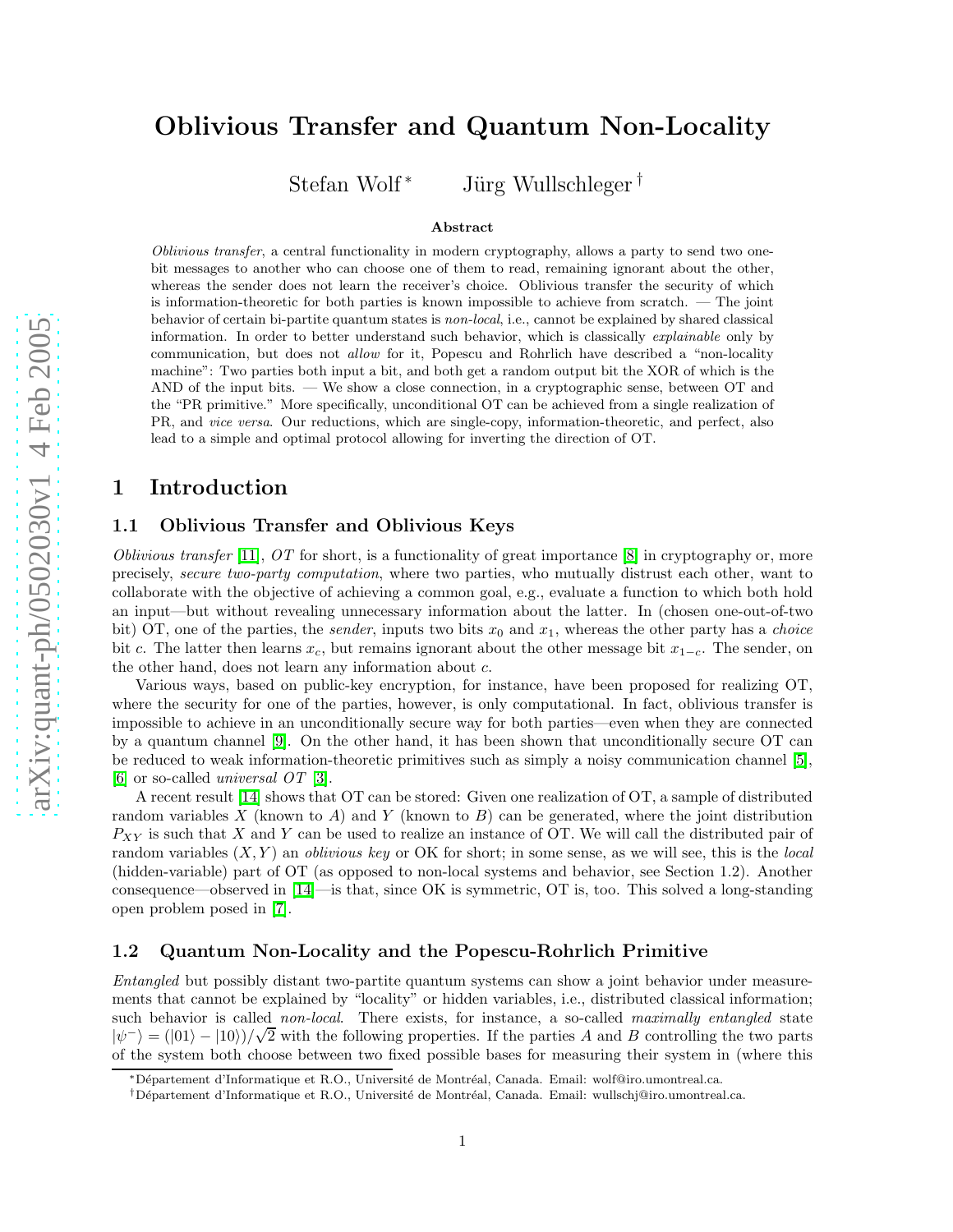# Oblivious Transfer and Quantum Non-Locality

Stefan Wolf [*] Jürg Wullschleger [†]

**Abstract**

*Oblivious transfer*, a central functionality in modern cryptography, allows a party to send two one-bit messages to another who can choose one of them to read, remaining ignorant about the other, whereas the sender does not learn the receiver's choice. Oblivious transfer the security of which is information-theoretic for both parties is known impossible to achieve from scratch. — The joint behavior of certain bi-partite quantum states is *non-local*, i.e., cannot be explained by shared classical information. In order to better understand such behavior, which is classically *explainable* only by communication, but does not *allow* for it, Popescu and Rohrlich have described a "non-locality machine": Two parties both input a bit, and both get a random output bit the XOR of which is the AND of the input bits. — We show a close connection, in a cryptographic sense, between OT and the "PR primitive." More specifically, unconditional OT can be achieved from a single realization of PR, and *vice versa*. Our reductions, which are single-copy, information-theoretic, and perfect, also lead to a simple and optimal protocol allowing for inverting the direction of OT.

## 1 Introduction

### 1.1 Oblivious Transfer and Oblivious Keys

*Oblivious transfer* [11], *OT* for short, is a functionality of great importance [8] in cryptography or, more precisely, *secure two-party computation*, where two parties, who mutually distrust each other, want to collaborate with the objective of achieving a common goal, e.g., evaluate a function to which both hold an input—but without revealing unnecessary information about the latter. In (chosen one-out-of-two bit) OT, one of the parties, the *sender*, inputs two bits $x_0$ and $x_1$, whereas the other party has a *choice* bit $c$. The latter then learns $x_c$, but remains ignorant about the other message bit $x_{1-c}$. The sender, on the other hand, does not learn any information about $c$.

Various ways, based on public-key encryption, for instance, have been proposed for realizing OT, where the security for one of the parties, however, is only computational. In fact, oblivious transfer is impossible to achieve in an unconditionally secure way for both parties—even when they are connected by a quantum channel [9]. On the other hand, it has been shown that unconditionally secure OT can be reduced to weak information-theoretic primitives such as simply a noisy communication channel [5], [6] or so-called *universal OT* [3].

A recent result [14] shows that OT can be stored: Given one realization of OT, a sample of distributed random variables $X$ (known to $A$) and $Y$ (known to $B$) can be generated, where the joint distribution $P_{XY}$ is such that $X$ and $Y$ can be used to realize an instance of OT. We will call the distributed pair of random variables $(X, Y)$ an *oblivious key* or OK for short; in some sense, as we will see, this is the *local* (hidden-variable) part of OT (as opposed to non-local systems and behavior, see Section 1.2). Another consequence—observed in [14]—is that, since OK is symmetric, OT is, too. This solved a long-standing open problem posed in [7].

### 1.2 Quantum Non-Locality and the Popescu-Rohrlich Primitive

*Entangled* but possibly distant two-partite quantum systems can show a joint behavior under measurements that cannot be explained by "locality" or hidden variables, i.e., distributed classical information; such behavior is called *non-local*. There exists, for instance, a so-called *maximally entangled* state $|\psi^-\rangle = (|01\rangle - |10\rangle)/\sqrt{2}$ with the following properties. If the parties $A$ and $B$ controlling the two parts of the system both choose between two fixed possible bases for measuring their system in (where this

[*] Département d'Informatique et R.O., Université de Montréal, Canada. Email: wolf@iro.umontreal.ca.

[†] Département d'Informatique et R.O., Université de Montréal, Canada. Email: wullschj@iro.umontreal.ca.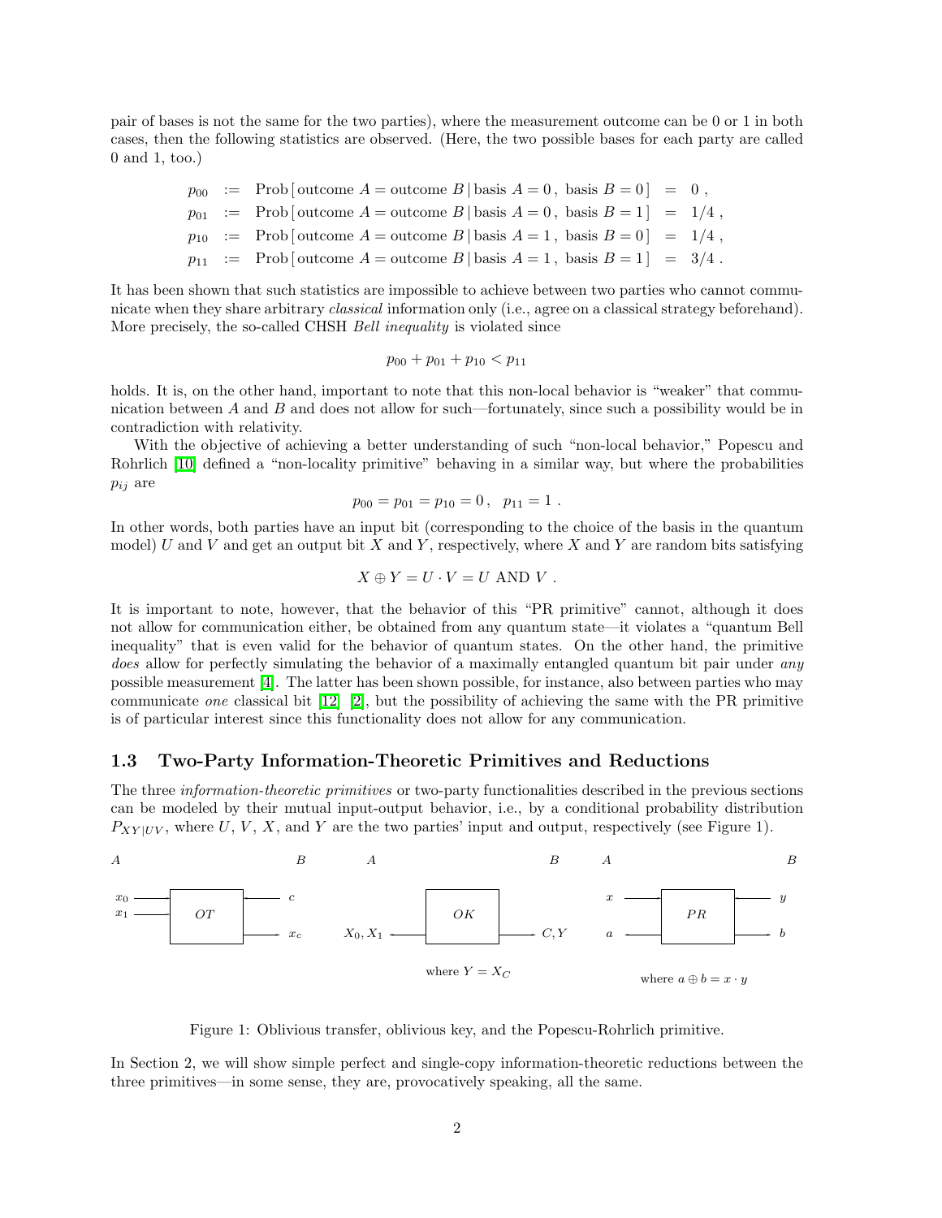pair of bases is not the same for the two parties), where the measurement outcome can be 0 or 1 in both cases, then the following statistics are observed. (Here, the two possible bases for each party are called 0 and 1, too.)

$$
\begin{aligned}
p_{00} &:= \text{Prob}\left[\,\text{outcome } A = \text{outcome } B \,|\, \text{basis } A = 0\,,\ \text{basis } B = 0\,\right] &= 0\,, \\
p_{01} &:= \text{Prob}\left[\,\text{outcome } A = \text{outcome } B \,|\, \text{basis } A = 0\,,\ \text{basis } B = 1\,\right] &= 1/4\,, \\
p_{10} &:= \text{Prob}\left[\,\text{outcome } A = \text{outcome } B \,|\, \text{basis } A = 1\,,\ \text{basis } B = 0\,\right] &= 1/4\,, \\
p_{11} &:= \text{Prob}\left[\,\text{outcome } A = \text{outcome } B \,|\, \text{basis } A = 1\,,\ \text{basis } B = 1\,\right] &= 3/4\,.
\end{aligned}
$$

It has been shown that such statistics are impossible to achieve between two parties who cannot communicate when they share arbitrary *classical* information only (i.e., agree on a classical strategy beforehand). More precisely, the so-called CHSH *Bell inequality* is violated since

$$p_{00} + p_{01} + p_{10} < p_{11}$$

holds. It is, on the other hand, important to note that this non-local behavior is "weaker" that communication between $A$ and $B$ and does not allow for such—fortunately, since such a possibility would be in contradiction with relativity.

With the objective of achieving a better understanding of such "non-local behavior," Popescu and Rohrlich [10] defined a "non-locality primitive" behaving in a similar way, but where the probabilities $p_{ij}$ are

$$p_{00} = p_{01} = p_{10} = 0\,,\quad p_{11} = 1\,.$$

In other words, both parties have an input bit (corresponding to the choice of the basis in the quantum model) $U$ and $V$ and get an output bit $X$ and $Y$, respectively, where $X$ and $Y$ are random bits satisfying

$$X \oplus Y = U \cdot V = U \text{ AND } V\,.$$

It is important to note, however, that the behavior of this "PR primitive" cannot, although it does not allow for communication either, be obtained from any quantum state—it violates a "quantum Bell inequality" that is even valid for the behavior of quantum states. On the other hand, the primitive *does* allow for perfectly simulating the behavior of a maximally entangled quantum bit pair under *any* possible measurement [4]. The latter has been shown possible, for instance, also between parties who may communicate *one* classical bit [12] [2], but the possibility of achieving the same with the PR primitive is of particular interest since this functionality does not allow for any communication.

## 1.3 Two-Party Information-Theoretic Primitives and Reductions

The three *information-theoretic primitives* or two-party functionalities described in the previous sections can be modeled by their mutual input-output behavior, i.e., by a conditional probability distribution $P_{XY|UV}$, where $U$, $V$, $X$, and $Y$ are the two parties' input and output, respectively (see Figure 1).

$A$ — $x_0$, $x_1$ → OT ← $c$ — $B$; OT → $x_c$

$A$ — $X_0, X_1$ ← OK → $C, Y$ — $B$; where $Y = X_C$

$A$ — $x$ → PR → $y$ — $B$; $a$ ← PR → $b$; where $a \oplus b = x \cdot y$

Figure 1: Oblivious transfer, oblivious key, and the Popescu-Rohrlich primitive.

In Section 2, we will show simple perfect and single-copy information-theoretic reductions between the three primitives—in some sense, they are, provocatively speaking, all the same.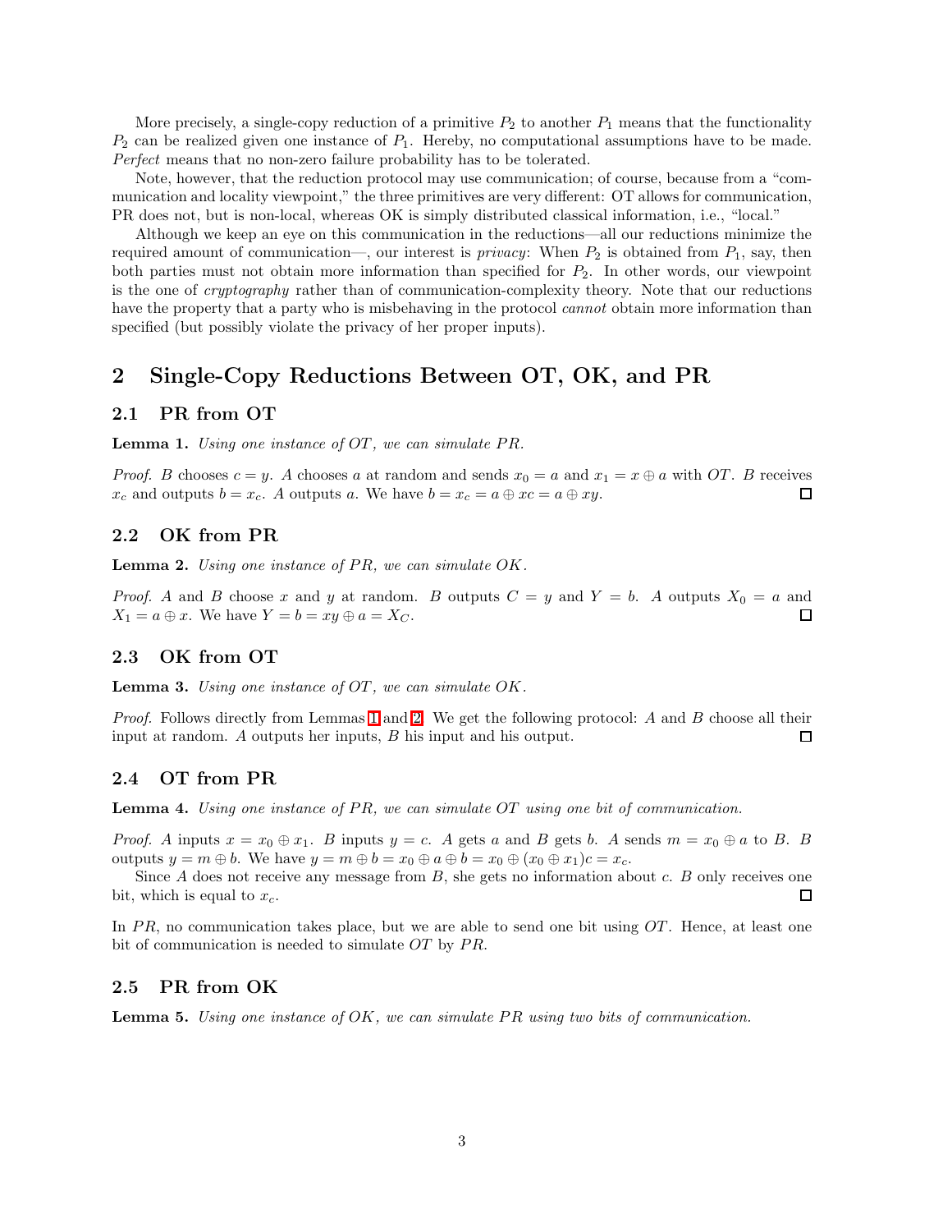More precisely, a single-copy reduction of a primitive $P_2$ to another $P_1$ means that the functionality $P_2$ can be realized given one instance of $P_1$. Hereby, no computational assumptions have to be made. *Perfect* means that no non-zero failure probability has to be tolerated.

Note, however, that the reduction protocol may use communication; of course, because from a "communication and locality viewpoint," the three primitives are very different: OT allows for communication, PR does not, but is non-local, whereas OK is simply distributed classical information, i.e., "local."

Although we keep an eye on this communication in the reductions—all our reductions minimize the required amount of communication—, our interest is *privacy*: When $P_2$ is obtained from $P_1$, say, then both parties must not obtain more information than specified for $P_2$. In other words, our viewpoint is the one of *cryptography* rather than of communication-complexity theory. Note that our reductions have the property that a party who is misbehaving in the protocol *cannot* obtain more information than specified (but possibly violate the privacy of her proper inputs).

## 2 Single-Copy Reductions Between OT, OK, and PR

### 2.1 PR from OT

**Lemma 1.** *Using one instance of OT, we can simulate PR.*

*Proof.* $B$ chooses $c = y$. $A$ chooses $a$ at random and sends $x_0 = a$ and $x_1 = x \oplus a$ with $OT$. $B$ receives $x_c$ and outputs $b = x_c$. $A$ outputs $a$. We have $b = x_c = a \oplus xc = a \oplus xy$. □

### 2.2 OK from PR

**Lemma 2.** *Using one instance of PR, we can simulate OK.*

*Proof.* $A$ and $B$ choose $x$ and $y$ at random. $B$ outputs $C = y$ and $Y = b$. $A$ outputs $X_0 = a$ and $X_1 = a \oplus x$. We have $Y = b = xy \oplus a = X_C$. □

### 2.3 OK from OT

**Lemma 3.** *Using one instance of OT, we can simulate OK.*

*Proof.* Follows directly from Lemmas 1 and 2. We get the following protocol: $A$ and $B$ choose all their input at random. $A$ outputs her inputs, $B$ his input and his output. □

### 2.4 OT from PR

**Lemma 4.** *Using one instance of PR, we can simulate OT using one bit of communication.*

*Proof.* $A$ inputs $x = x_0 \oplus x_1$. $B$ inputs $y = c$. $A$ gets $a$ and $B$ gets $b$. $A$ sends $m = x_0 \oplus a$ to $B$. $B$ outputs $y = m \oplus b$. We have $y = m \oplus b = x_0 \oplus a \oplus b = x_0 \oplus (x_0 \oplus x_1)c = x_c$.

Since $A$ does not receive any message from $B$, she gets no information about $c$. $B$ only receives one bit, which is equal to $x_c$. □

In $PR$, no communication takes place, but we are able to send one bit using $OT$. Hence, at least one bit of communication is needed to simulate $OT$ by $PR$.

### 2.5 PR from OK

**Lemma 5.** *Using one instance of OK, we can simulate PR using two bits of communication.*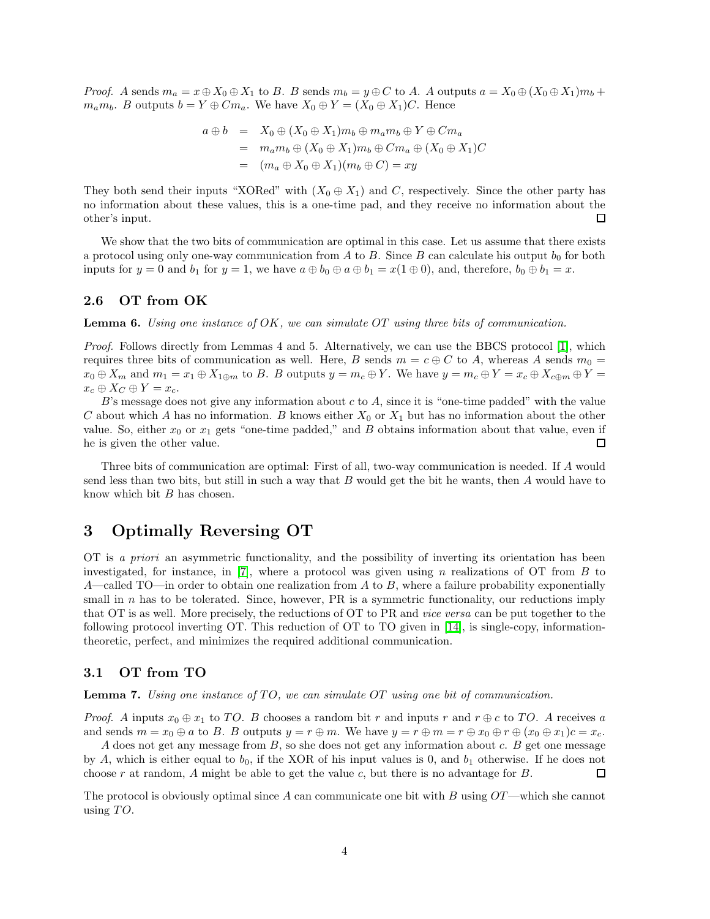*Proof.* $A$ sends $m_a = x \oplus X_0 \oplus X_1$ to $B$. $B$ sends $m_b = y \oplus C$ to $A$. $A$ outputs $a = X_0 \oplus (X_0 \oplus X_1)m_b + m_a m_b$. $B$ outputs $b = Y \oplus C m_a$. We have $X_0 \oplus Y = (X_0 \oplus X_1)C$. Hence

$$
\begin{aligned}
a \oplus b &= X_0 \oplus (X_0 \oplus X_1)m_b \oplus m_a m_b \oplus Y \oplus C m_a \\
&= m_a m_b \oplus (X_0 \oplus X_1)m_b \oplus C m_a \oplus (X_0 \oplus X_1)C \\
&= (m_a \oplus X_0 \oplus X_1)(m_b \oplus C) = xy
\end{aligned}
$$

They both send their inputs "XORed" with $(X_0 \oplus X_1)$ and $C$, respectively. Since the other party has no information about these values, this is a one-time pad, and they receive no information about the other's input. □

We show that the two bits of communication are optimal in this case. Let us assume that there exists a protocol using only one-way communication from $A$ to $B$. Since $B$ can calculate his output $b_0$ for both inputs for $y = 0$ and $b_1$ for $y = 1$, we have $a \oplus b_0 \oplus a \oplus b_1 = x(1 \oplus 0)$, and, therefore, $b_0 \oplus b_1 = x$.

### 2.6 OT from OK

**Lemma 6.** *Using one instance of OK, we can simulate OT using three bits of communication.*

*Proof.* Follows directly from Lemmas 4 and 5. Alternatively, we can use the BBCS protocol [1], which requires three bits of communication as well. Here, $B$ sends $m = c \oplus C$ to $A$, whereas $A$ sends $m_0 = x_0 \oplus X_m$ and $m_1 = x_1 \oplus X_{1 \oplus m}$ to $B$. $B$ outputs $y = m_c \oplus Y$. We have $y = m_c \oplus Y = x_c \oplus X_{c \oplus m} \oplus Y = x_c \oplus X_C \oplus Y = x_c$.

$B$'s message does not give any information about $c$ to $A$, since it is "one-time padded" with the value $C$ about which $A$ has no information. $B$ knows either $X_0$ or $X_1$ but has no information about the other value. So, either $x_0$ or $x_1$ gets "one-time padded," and $B$ obtains information about that value, even if he is given the other value. □

Three bits of communication are optimal: First of all, two-way communication is needed. If $A$ would send less than two bits, but still in such a way that $B$ would get the bit he wants, then $A$ would have to know which bit $B$ has chosen.

## 3 Optimally Reversing OT

OT is *a priori* an asymmetric functionality, and the possibility of inverting its orientation has been investigated, for instance, in [7], where a protocol was given using $n$ realizations of OT from $B$ to $A$—called TO—in order to obtain one realization from $A$ to $B$, where a failure probability exponentially small in $n$ has to be tolerated. Since, however, PR is a symmetric functionality, our reductions imply that OT is as well. More precisely, the reductions of OT to PR and *vice versa* can be put together to the following protocol inverting OT. This reduction of OT to TO given in [14], is single-copy, information-theoretic, perfect, and minimizes the required additional communication.

### 3.1 OT from TO

**Lemma 7.** *Using one instance of TO, we can simulate OT using one bit of communication.*

*Proof.* $A$ inputs $x_0 \oplus x_1$ to $TO$. $B$ chooses a random bit $r$ and inputs $r$ and $r \oplus c$ to $TO$. $A$ receives $a$ and sends $m = x_0 \oplus a$ to $B$. $B$ outputs $y = r \oplus m$. We have $y = r \oplus m = r \oplus x_0 \oplus r \oplus (x_0 \oplus x_1)c = x_c$.

$A$ does not get any message from $B$, so she does not get any information about $c$. $B$ get one message by $A$, which is either equal to $b_0$, if the XOR of his input values is 0, and $b_1$ otherwise. If he does not choose $r$ at random, $A$ might be able to get the value $c$, but there is no advantage for $B$. □

The protocol is obviously optimal since $A$ can communicate one bit with $B$ using $OT$—which she cannot using $TO$.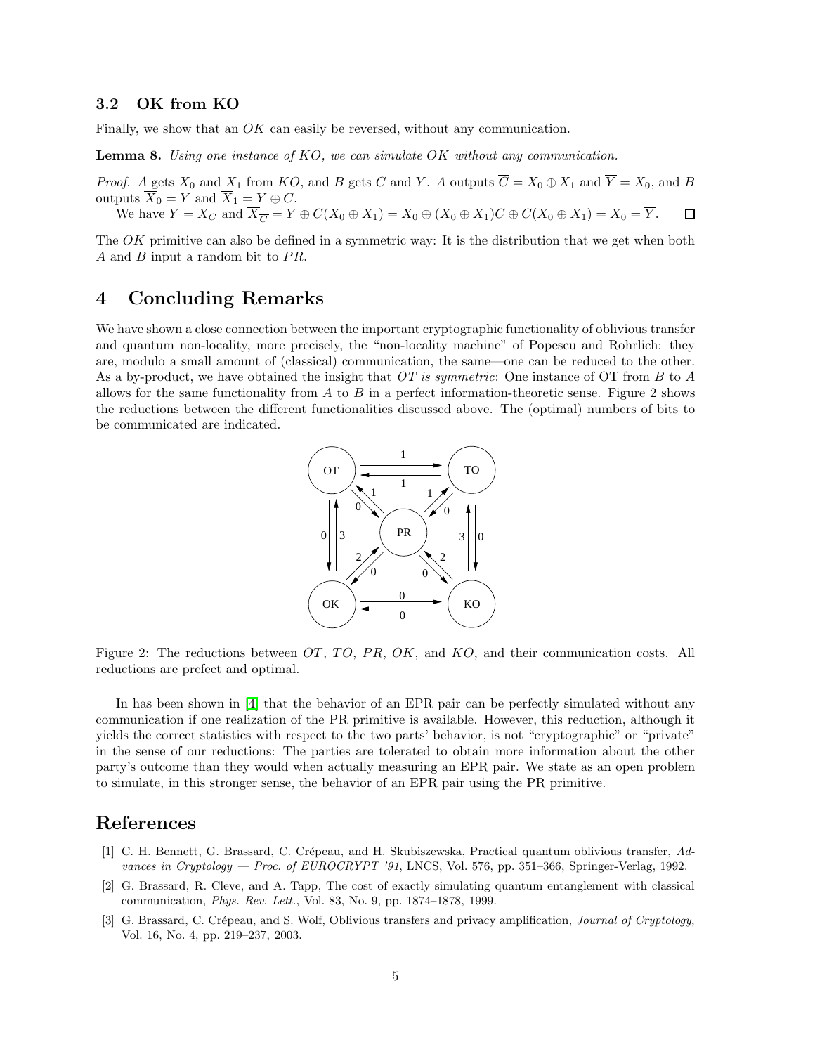### 3.2 OK from KO

Finally, we show that an $OK$ can easily be reversed, without any communication.

**Lemma 8.** *Using one instance of KO, we can simulate OK without any communication.*

*Proof.* $A$ gets $X_0$ and $X_1$ from $KO$, and $B$ gets $C$ and $Y$. $A$ outputs $\overline{C} = X_0 \oplus X_1$ and $\overline{Y} = X_0$, and $B$ outputs $\overline{X}_0 = Y$ and $\overline{X}_1 = Y \oplus C$.

We have $Y = X_C$ and $\overline{X}_{\overline{C}} = Y \oplus C(X_0 \oplus X_1) = X_0 \oplus (X_0 \oplus X_1)C \oplus C(X_0 \oplus X_1) = X_0 = \overline{Y}$. □

The $OK$ primitive can also be defined in a symmetric way: It is the distribution that we get when both $A$ and $B$ input a random bit to $PR$.

## 4 Concluding Remarks

We have shown a close connection between the important cryptographic functionality of oblivious transfer and quantum non-locality, more precisely, the "non-locality machine" of Popescu and Rohrlich: they are, modulo a small amount of (classical) communication, the same—one can be reduced to the other. As a by-product, we have obtained the insight that *OT is symmetric*: One instance of OT from $B$ to $A$ allows for the same functionality from $A$ to $B$ in a perfect information-theoretic sense. Figure 2 shows the reductions between the different functionalities discussed above. The (optimal) numbers of bits to be communicated are indicated.

Figure 2: The reductions between $OT$, $TO$, $PR$, $OK$, and $KO$, and their communication costs. All reductions are prefect and optimal.

In has been shown in [4] that the behavior of an EPR pair can be perfectly simulated without any communication if one realization of the PR primitive is available. However, this reduction, although it yields the correct statistics with respect to the two parts' behavior, is not "cryptographic" or "private" in the sense of our reductions: The parties are tolerated to obtain more information about the other party's outcome than they would when actually measuring an EPR pair. We state as an open problem to simulate, in this stronger sense, the behavior of an EPR pair using the PR primitive.

## References

[1] C. H. Bennett, G. Brassard, C. Crépeau, and H. Skubiszewska, Practical quantum oblivious transfer, *Advances in Cryptology — Proc. of EUROCRYPT '91*, LNCS, Vol. 576, pp. 351–366, Springer-Verlag, 1992.

[2] G. Brassard, R. Cleve, and A. Tapp, The cost of exactly simulating quantum entanglement with classical communication, *Phys. Rev. Lett.*, Vol. 83, No. 9, pp. 1874–1878, 1999.

[3] G. Brassard, C. Crépeau, and S. Wolf, Oblivious transfers and privacy amplification, *Journal of Cryptology*, Vol. 16, No. 4, pp. 219–237, 2003.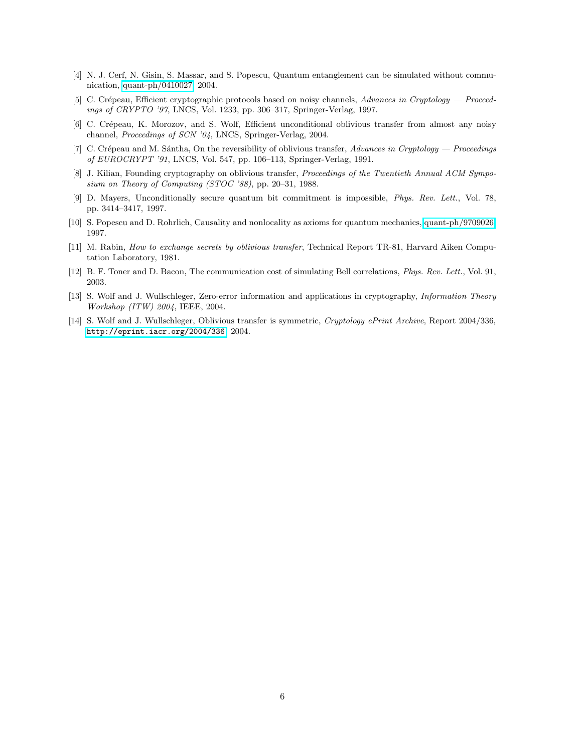[4] N. J. Cerf, N. Gisin, S. Massar, and S. Popescu, Quantum entanglement can be simulated without communication, quant-ph/0410027, 2004.

[5] C. Crépeau, Efficient cryptographic protocols based on noisy channels, *Advances in Cryptology — Proceedings of CRYPTO '97*, LNCS, Vol. 1233, pp. 306–317, Springer-Verlag, 1997.

[6] C. Crépeau, K. Morozov, and S. Wolf, Efficient unconditional oblivious transfer from almost any noisy channel, *Proceedings of SCN '04*, LNCS, Springer-Verlag, 2004.

[7] C. Crépeau and M. Sántha, On the reversibility of oblivious transfer, *Advances in Cryptology — Proceedings of EUROCRYPT '91*, LNCS, Vol. 547, pp. 106–113, Springer-Verlag, 1991.

[8] J. Kilian, Founding cryptography on oblivious transfer, *Proceedings of the Twentieth Annual ACM Symposium on Theory of Computing (STOC '88)*, pp. 20–31, 1988.

[9] D. Mayers, Unconditionally secure quantum bit commitment is impossible, *Phys. Rev. Lett.*, Vol. 78, pp. 3414–3417, 1997.

[10] S. Popescu and D. Rohrlich, Causality and nonlocality as axioms for quantum mechanics, quant-ph/9709026, 1997.

[11] M. Rabin, *How to exchange secrets by oblivious transfer*, Technical Report TR-81, Harvard Aiken Computation Laboratory, 1981.

[12] B. F. Toner and D. Bacon, The communication cost of simulating Bell correlations, *Phys. Rev. Lett.*, Vol. 91, 2003.

[13] S. Wolf and J. Wullschleger, Zero-error information and applications in cryptography, *Information Theory Workshop (ITW) 2004*, IEEE, 2004.

[14] S. Wolf and J. Wullschleger, Oblivious transfer is symmetric, *Cryptology ePrint Archive*, Report 2004/336, `http://eprint.iacr.org/2004/336`, 2004.